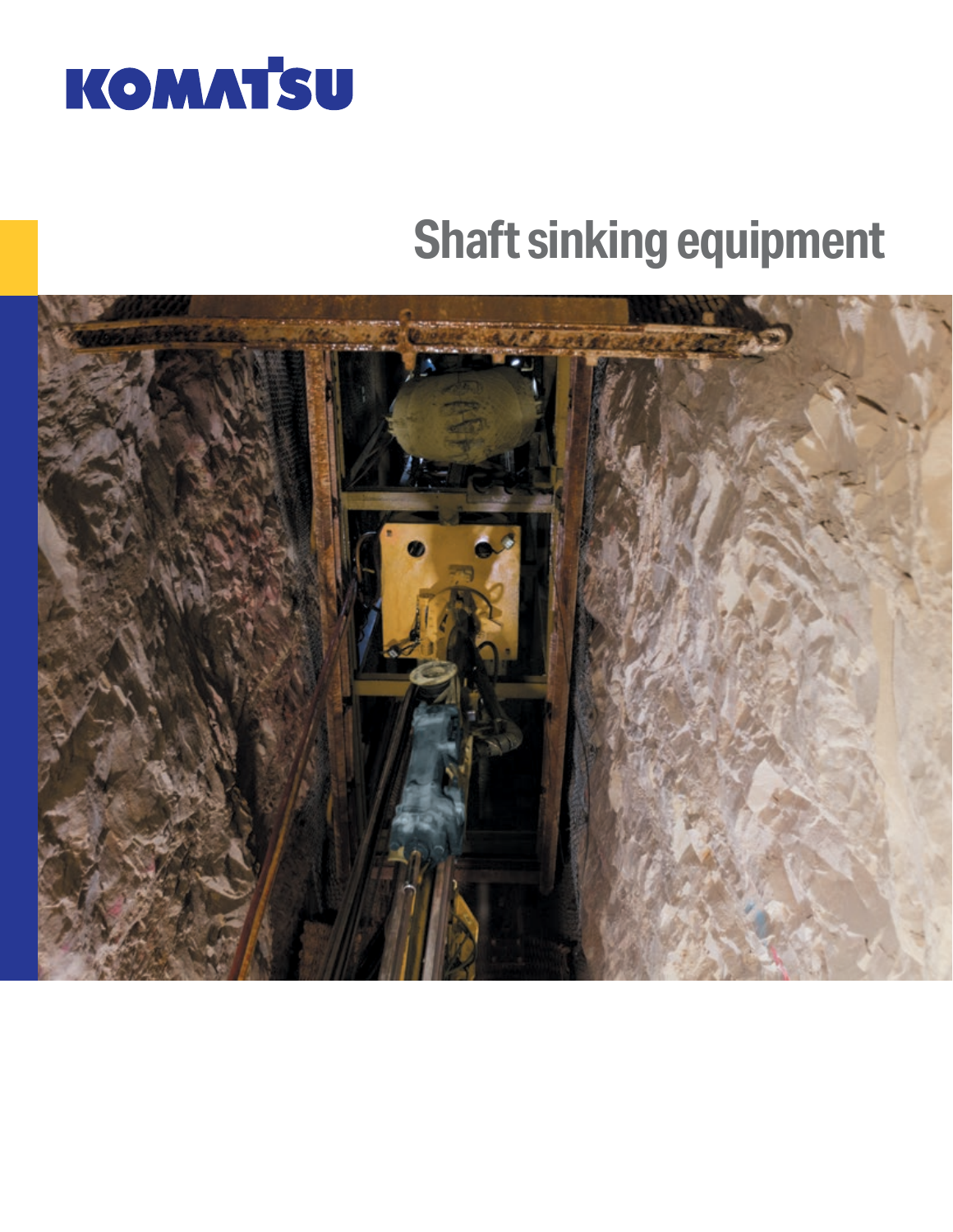KOMATSU

# Shaft sinking equipment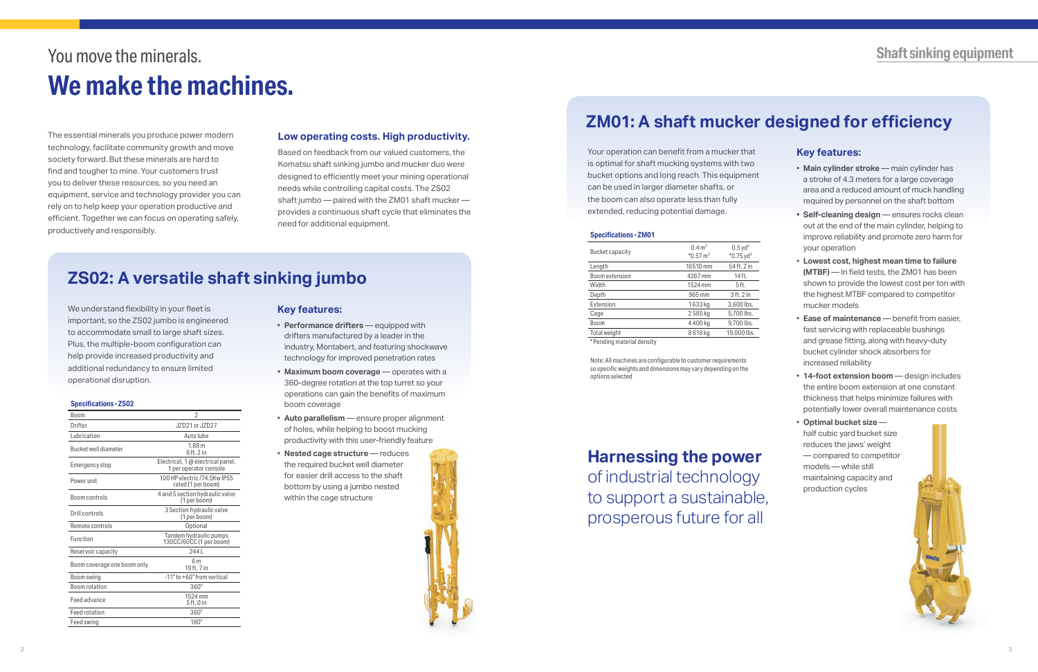You move the minerals.

# We make the machines.

The essential minerals you produce power modern technology, facilitate community growth and move society forward. But these minerals are hard to find and tougher to mine. Your customers trust you to deliver these resources, so you need an equipment, service and technology provider you can rely on to help keep your operation productive and efficient. Together we can focus on operating safely, productively and responsibly.

### Low operating costs. High productivity.

Based on feedback from our valued customers, the Komatsu shaft sinking jumbo and mucker duo were designed to efficiently meet your mining operational needs while controlling capital costs. The ZS02 shaft jumbo — paired with the ZM01 shaft mucker — provides a continuous shaft cycle that eliminates the need for additional equipment.

## ZS02: A versatile shaft sinking jumbo

We understand flexibility in your fleet is important, so the ZS02 jumbo is engineered to accommodate small to large shaft sizes. Plus, the multiple-boom configuration can help provide increased productivity and additional redundancy to ensure limited operational disruption.

**Specifications - ZS02**

| | |
|---|---|
| Boom | 2 |
| Drifter | JZD21 or JZD27 |
| Lubrication | Auto lube |
| Bucket well diameter | 1.88 m<br>6 ft. 2 in |
| Emergency stop | Electrical, 1 @ electrical panel, 1 per operator console |
| Power unit | 100 HP electric /74.5Kw IP55 rated (1 per boom) |
| Boom controls | 4 and 5 section hydraulic valve (1 per boom) |
| Drill controls | 3 Section hydraulic valve (1 per boom) |
| Remote controls | Optional |
| Function | Tandem hydraulic pumps 130CC/60CC (1 per boom) |
| Reservoir capacity | 244 L |
| Boom coverage one boom only | 6 m<br>19 ft. 7 in |
| Boom swing | -11° to +60° from vertical |
| Boom rotation | 360° |
| Feed advance | 1524 mm<br>5 ft. 0 in |
| Feed rotation | 360° |
| Feed swing | 180° |

### Key features:

- **Performance drifters** — equipped with drifters manufactured by a leader in the industry, Montabert, and featuring shockwave technology for improved penetration rates
- **Maximum boom coverage** — operates with a 360-degree rotation at the top turret so your operations can gain the benefits of maximum boom coverage
- **Auto parallelism** — ensure proper alignment of holes, while helping to boost mucking productivity with this user-friendly feature
- **Nested cage structure** — reduces the required bucket well diameter for easier drill access to the shaft bottom by using a jumbo nested within the cage structure

## Shaft sinking equipment

## ZM01: A shaft mucker designed for efficiency

Your operation can benefit from a mucker that is optimal for shaft mucking systems with two bucket options and long reach. This equipment can be used in larger diameter shafts, or the boom can also operate less than fully extended, reducing potential damage.

**Specifications - ZM01**

| | | |
|---|---|---|
| Bucket capacity | 0.4 $m^3$<br>*0.57 $m^3$ | 0.5 $yd^3$<br>*0.75 $yd^3$ |
| Length | 16510 mm | 54 ft. 2 in |
| Boom extension | 4267 mm | 14 ft. |
| Width | 1524 mm | 5 ft. |
| Depth | 965 mm | 3 ft. 2 in |
| Extension | 1 633 kg | 3,600 lbs. |
| Cage | 2 585 kg | 5,700 lbs. |
| Boom | 4 400 kg | 9,700 lbs. |
| Total weight | 8 618 kg | 19,000 lbs. |

*Pending material density

Note: All machines are configurable to customer requirements so specific weights and dimensions may vary depending on the options selected

### Key features:

- **Main cylinder stroke** — main cylinder has a stroke of 4.3 meters for a large coverage area and a reduced amount of muck handling required by personnel on the shaft bottom
- **Self-cleaning design** — ensures rocks clean out at the end of the main cylinder, helping to improve reliability and promote zero harm for your operation
- **Lowest cost, highest mean time to failure (MTBF)** — In field tests, the ZM01 has been shown to provide the lowest cost per ton with the highest MTBF compared to competitor mucker models
- **Ease of maintenance** — benefit from easier, fast servicing with replaceable bushings and grease fitting, along with heavy-duty bucket cylinder shock absorbers for increased reliability
- **14-foot extension boom** — design includes the entire boom extension at one constant thickness that helps minimize failures with potentially lower overall maintenance costs
- **Optimal bucket size** — half cubic yard bucket size reduces the jaws' weight — compared to competitor models — while still maintaining capacity and production cycles

**Harnessing the power** of industrial technology to support a sustainable, prosperous future for all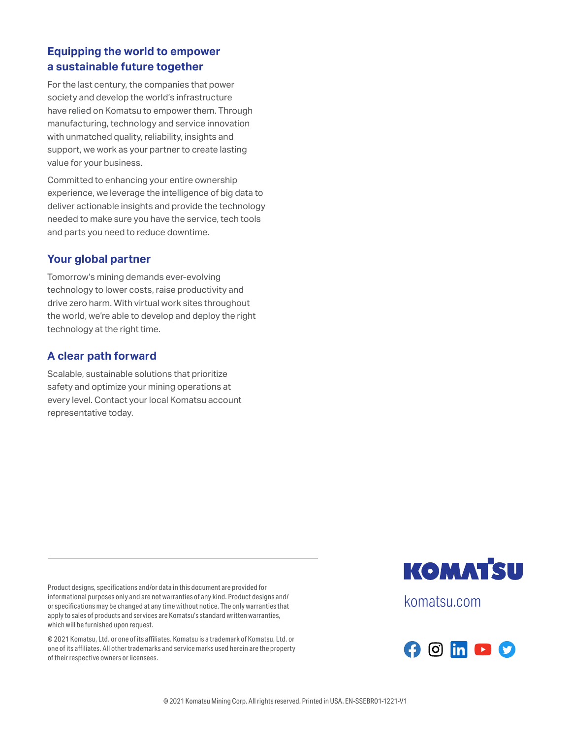## Equipping the world to empower a sustainable future together

For the last century, the companies that power society and develop the world's infrastructure have relied on Komatsu to empower them. Through manufacturing, technology and service innovation with unmatched quality, reliability, insights and support, we work as your partner to create lasting value for your business.

Committed to enhancing your entire ownership experience, we leverage the intelligence of big data to deliver actionable insights and provide the technology needed to make sure you have the service, tech tools and parts you need to reduce downtime.

## Your global partner

Tomorrow's mining demands ever-evolving technology to lower costs, raise productivity and drive zero harm. With virtual work sites throughout the world, we're able to develop and deploy the right technology at the right time.

## A clear path forward

Scalable, sustainable solutions that prioritize safety and optimize your mining operations at every level. Contact your local Komatsu account representative today.

---

Product designs, specifications and/or data in this document are provided for informational purposes only and are not warranties of any kind. Product designs and/ or specifications may be changed at any time without notice. The only warranties that apply to sales of products and services are Komatsu's standard written warranties, which will be furnished upon request.

© 2021 Komatsu, Ltd. or one of its affiliates. Komatsu is a trademark of Komatsu, Ltd. or one of its affiliates. All other trademarks and service marks used herein are the property of their respective owners or licensees.

KOMATSU

komatsu.com

© 2021 Komatsu Mining Corp. All rights reserved. Printed in USA. EN-SSEBR01-1221-V1